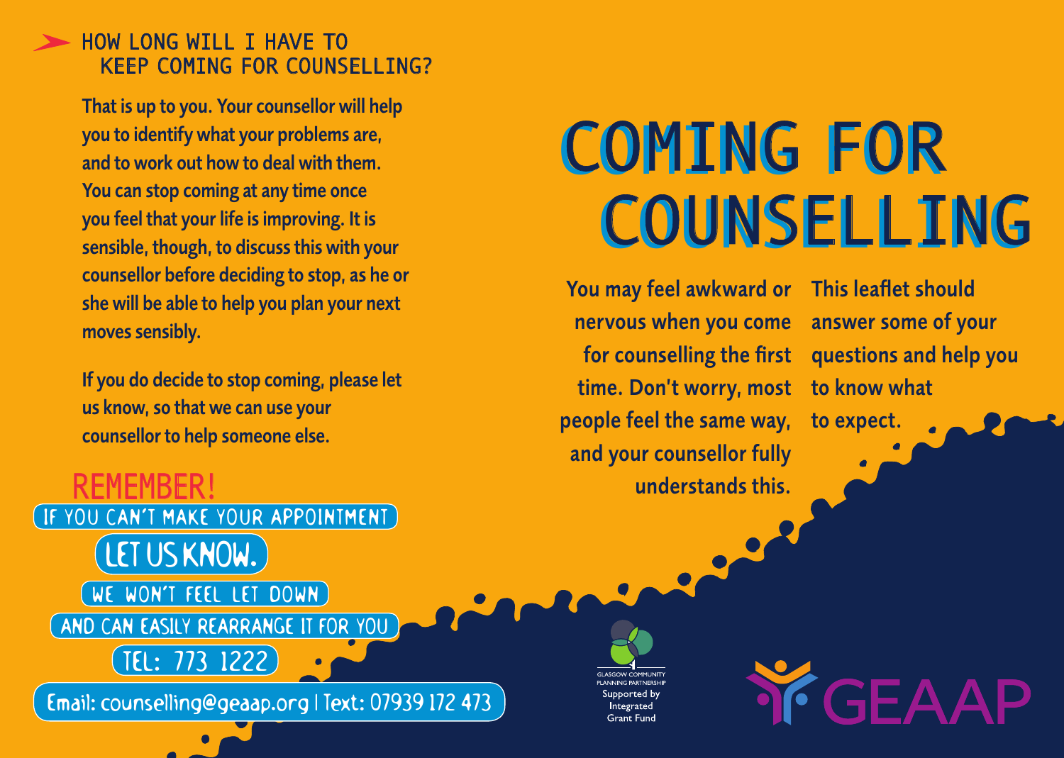## HOW LONG WILL I HAVE TO KEEP COMING FOR COUNSELLING?

That is up to you. Your counsellor will help you to identify what your problems are, and to work out how to deal with them. You can stop coming at any time once you feel that your life is improving. It is sensible, though, to discuss this with your counsellor before deciding to stop, as he or she will be able to help you plan your next moves sensibly.

If you do decide to stop coming, please let us know, so that we can use your counsellor to help someone else.

**REMEMBER!**

IF YOU CAN'T MAKE YOUR APPOINTMENT

**LET US KNOW.**

WE WON'T FEEL LET DOWN

AND CAN EASILY REARRANGE IT FOR YOU

TEL: 773 1222

Email: counselling@geaap.org | Text: 07939 172 473

# COMING FOR COUNSELLING

You may feel awkward or nervous when you come for counselling the first time. Don't worry, most people feel the same way, and your counsellor fully understands this.

This leaflet should answer some of your questions and help you to know what to expect.

GLASGOW COMMUNITY PLANNING PARTNERSHIP

Supported by Integrated Grant Fund

GEAAP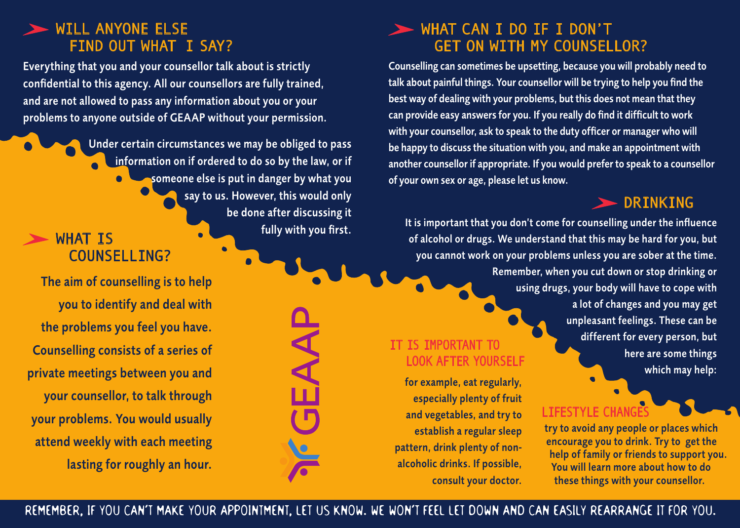## WILL ANYONE ELSE FIND OUT WHAT I SAY?

Everything that you and your counsellor talk about is strictly confidential to this agency. All our counsellors are fully trained, and are not allowed to pass any information about you or your problems to anyone outside of GEAAP without your permission.

Under certain circumstances we may be obliged to pass information on if ordered to do so by the law, or if someone else is put in danger by what you say to us. However, this would only be done after discussing it fully with you first.

## WHAT IS COUNSELLING?

The aim of counselling is to help you to identify and deal with the problems you feel you have. Counselling consists of a series of private meetings between you and your counsellor, to talk through your problems. You would usually attend weekly with each meeting lasting for roughly an hour.

GEAAP

## WHAT CAN I DO IF I DON'T GET ON WITH MY COUNSELLOR?

Counselling can sometimes be upsetting, because you will probably need to talk about painful things. Your counsellor will be trying to help you find the best way of dealing with your problems, but this does not mean that they can provide easy answers for you. If you really do find it difficult to work with your counsellor, ask to speak to the duty officer or manager who will be happy to discuss the situation with you, and make an appointment with another counsellor if appropriate. If you would prefer to speak to a counsellor of your own sex or age, please let us know.

## DRINKING

It is important that you don't come for counselling under the influence of alcohol or drugs. We understand that this may be hard for you, but you cannot work on your problems unless you are sober at the time. Remember, when you cut down or stop drinking or using drugs, your body will have to cope with a lot of changes and you may get unpleasant feelings. These can be different for every person, but here are some things which may help:

### IT IS IMPORTANT TO LOOK AFTER YOURSELF

for example, eat regularly, especially plenty of fruit and vegetables, and try to establish a regular sleep pattern, drink plenty of non-alcoholic drinks. If possible, consult your doctor.

### LIFESTYLE CHANGES

try to avoid any people or places which encourage you to drink. Try to get the help of family or friends to support you. You will learn more about how to do these things with your counsellor.

REMEMBER, IF YOU CAN'T MAKE YOUR APPOINTMENT, LET US KNOW. WE WON'T FEEL LET DOWN AND CAN EASILY REARRANGE IT FOR YOU.